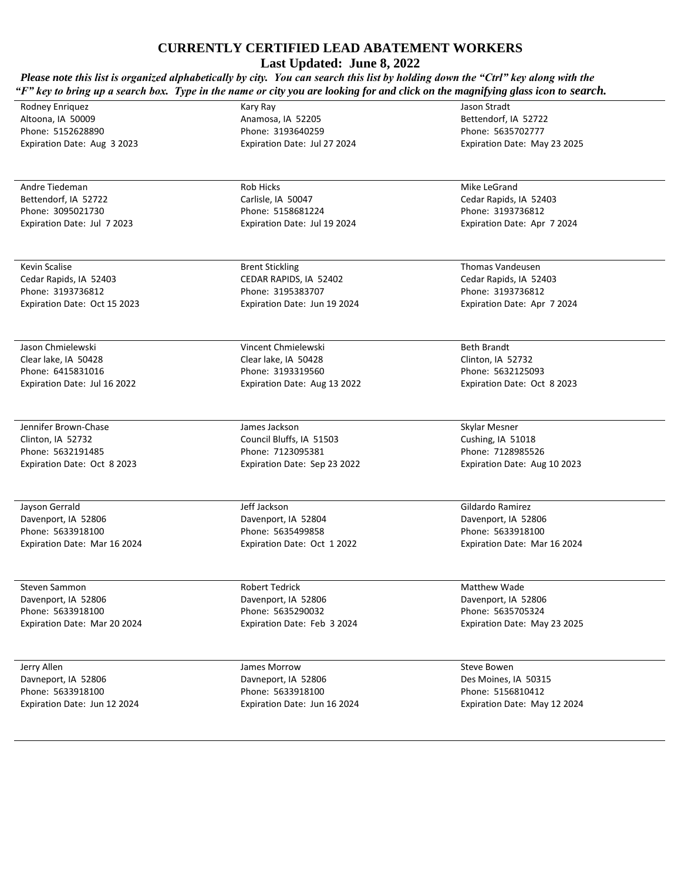# CURRENTLY CERTIFIED LEAD ABATEMENT WORKERS

**Last Updated: June 8, 2022**

***Please note this list is organized alphabetically by city. You can search this list by holding down the "Ctrl" key along with the "F" key to bring up a search box. Type in the name or city you are looking for and click on the magnifying glass icon to search.***

Rodney Enriquez
Altoona, IA 50009
Phone: 5152628890
Expiration Date: Aug 3 2023

Kary Ray
Anamosa, IA 52205
Phone: 3193640259
Expiration Date: Jul 27 2024

Jason Stradt
Bettendorf, IA 52722
Phone: 5635702777
Expiration Date: May 23 2025

---

Andre Tiedeman
Bettendorf, IA 52722
Phone: 3095021730
Expiration Date: Jul 7 2023

Rob Hicks
Carlisle, IA 50047
Phone: 5158681224
Expiration Date: Jul 19 2024

Mike LeGrand
Cedar Rapids, IA 52403
Phone: 3193736812
Expiration Date: Apr 7 2024

---

Kevin Scalise
Cedar Rapids, IA 52403
Phone: 3193736812
Expiration Date: Oct 15 2023

Brent Stickling
CEDAR RAPIDS, IA 52402
Phone: 3195383707
Expiration Date: Jun 19 2024

Thomas Vandeusen
Cedar Rapids, IA 52403
Phone: 3193736812
Expiration Date: Apr 7 2024

---

Jason Chmielewski
Clear lake, IA 50428
Phone: 6415831016
Expiration Date: Jul 16 2022

Vincent Chmielewski
Clear lake, IA 50428
Phone: 3193319560
Expiration Date: Aug 13 2022

Beth Brandt
Clinton, IA 52732
Phone: 5632125093
Expiration Date: Oct 8 2023

---

Jennifer Brown-Chase
Clinton, IA 52732
Phone: 5632191485
Expiration Date: Oct 8 2023

James Jackson
Council Bluffs, IA 51503
Phone: 7123095381
Expiration Date: Sep 23 2022

Skylar Mesner
Cushing, IA 51018
Phone: 7128985526
Expiration Date: Aug 10 2023

---

Jayson Gerrald
Davenport, IA 52806
Phone: 5633918100
Expiration Date: Mar 16 2024

Jeff Jackson
Davenport, IA 52804
Phone: 5635499858
Expiration Date: Oct 1 2022

Gildardo Ramirez
Davenport, IA 52806
Phone: 5633918100
Expiration Date: Mar 16 2024

---

Steven Sammon
Davenport, IA 52806
Phone: 5633918100
Expiration Date: Mar 20 2024

Robert Tedrick
Davenport, IA 52806
Phone: 5635290032
Expiration Date: Feb 3 2024

Matthew Wade
Davenport, IA 52806
Phone: 5635705324
Expiration Date: May 23 2025

---

Jerry Allen
Davneport, IA 52806
Phone: 5633918100
Expiration Date: Jun 12 2024

James Morrow
Davneport, IA 52806
Phone: 5633918100
Expiration Date: Jun 16 2024

Steve Bowen
Des Moines, IA 50315
Phone: 5156810412
Expiration Date: May 12 2024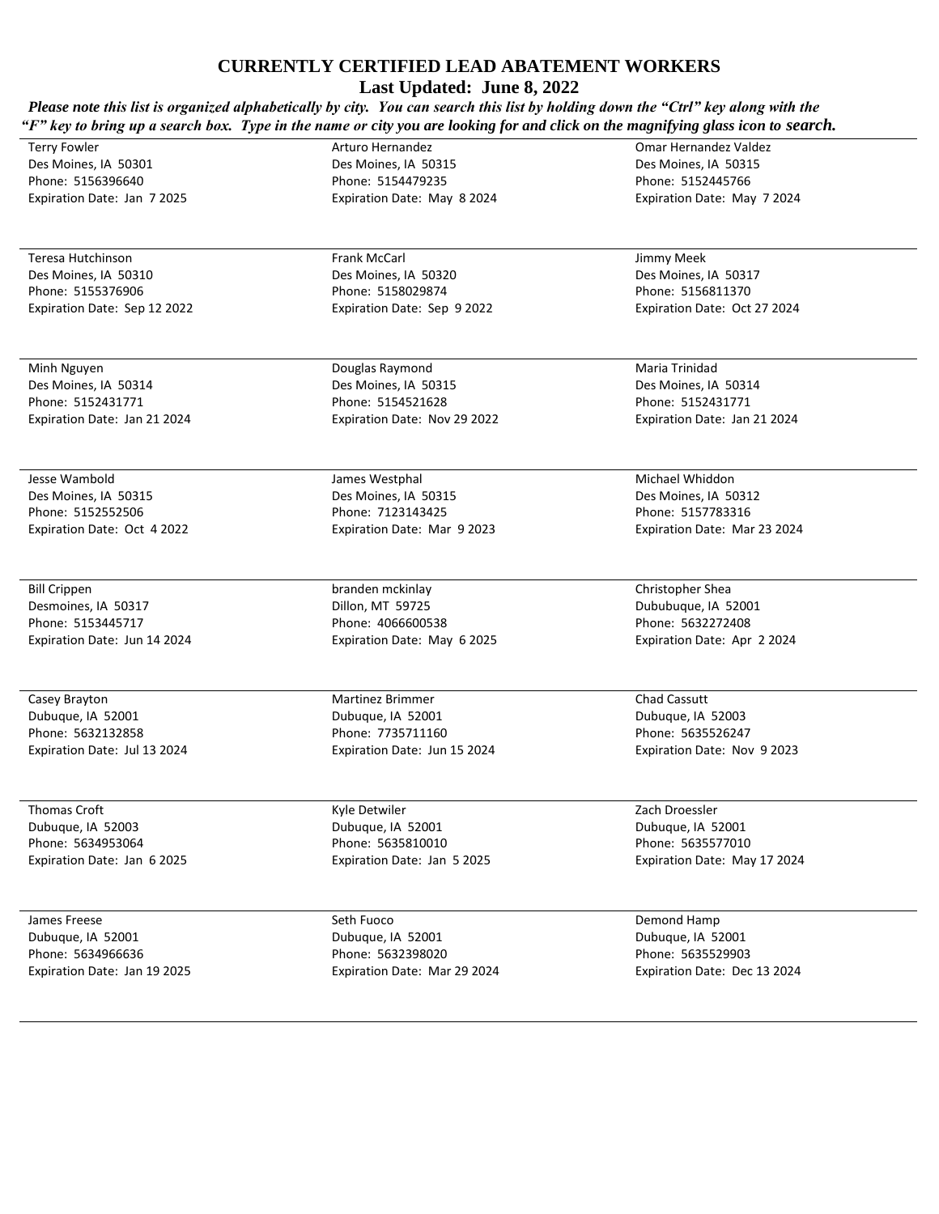## CURRENTLY CERTIFIED LEAD ABATEMENT WORKERS

### Last Updated: June 8, 2022

***Please note this list is organized alphabetically by city. You can search this list by holding down the "Ctrl" key along with the "F" key to bring up a search box. Type in the name or city you are looking for and click on the magnifying glass icon to search.***

Terry Fowler
Des Moines, IA 50301
Phone: 5156396640
Expiration Date: Jan 7 2025

Arturo Hernandez
Des Moines, IA 50315
Phone: 5154479235
Expiration Date: May 8 2024

Omar Hernandez Valdez
Des Moines, IA 50315
Phone: 5152445766
Expiration Date: May 7 2024

---

Teresa Hutchinson
Des Moines, IA 50310
Phone: 5155376906
Expiration Date: Sep 12 2022

Frank McCarl
Des Moines, IA 50320
Phone: 5158029874
Expiration Date: Sep 9 2022

Jimmy Meek
Des Moines, IA 50317
Phone: 5156811370
Expiration Date: Oct 27 2024

---

Minh Nguyen
Des Moines, IA 50314
Phone: 5152431771
Expiration Date: Jan 21 2024

Douglas Raymond
Des Moines, IA 50315
Phone: 5154521628
Expiration Date: Nov 29 2022

Maria Trinidad
Des Moines, IA 50314
Phone: 5152431771
Expiration Date: Jan 21 2024

---

Jesse Wambold
Des Moines, IA 50315
Phone: 5152552506
Expiration Date: Oct 4 2022

James Westphal
Des Moines, IA 50315
Phone: 7123143425
Expiration Date: Mar 9 2023

Michael Whiddon
Des Moines, IA 50312
Phone: 5157783316
Expiration Date: Mar 23 2024

---

Bill Crippen
Desmoines, IA 50317
Phone: 5153445717
Expiration Date: Jun 14 2024

branden mckinlay
Dillon, MT 59725
Phone: 4066600538
Expiration Date: May 6 2025

Christopher Shea
Dububuque, IA 52001
Phone: 5632272408
Expiration Date: Apr 2 2024

---

Casey Brayton
Dubuque, IA 52001
Phone: 5632132858
Expiration Date: Jul 13 2024

Martinez Brimmer
Dubuque, IA 52001
Phone: 7735711160
Expiration Date: Jun 15 2024

Chad Cassutt
Dubuque, IA 52003
Phone: 5635526247
Expiration Date: Nov 9 2023

---

Thomas Croft
Dubuque, IA 52003
Phone: 5634953064
Expiration Date: Jan 6 2025

Kyle Detwiler
Dubuque, IA 52001
Phone: 5635810010
Expiration Date: Jan 5 2025

Zach Droessler
Dubuque, IA 52001
Phone: 5635577010
Expiration Date: May 17 2024

---

James Freese
Dubuque, IA 52001
Phone: 5634966636
Expiration Date: Jan 19 2025

Seth Fuoco
Dubuque, IA 52001
Phone: 5632398020
Expiration Date: Mar 29 2024

Demond Hamp
Dubuque, IA 52001
Phone: 5635529903
Expiration Date: Dec 13 2024

---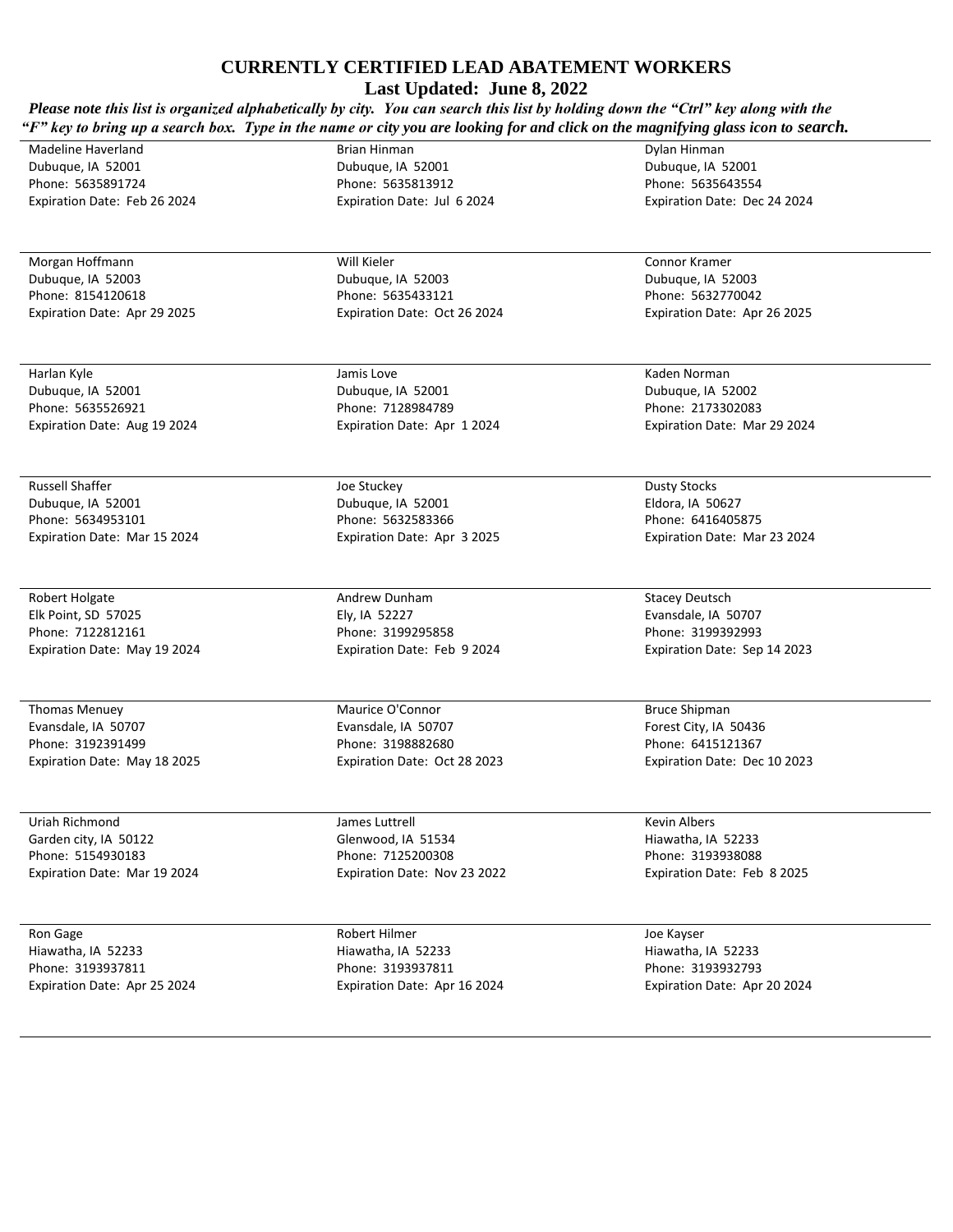## CURRENTLY CERTIFIED LEAD ABATEMENT WORKERS

**Last Updated: June 8, 2022**

***Please note this list is organized alphabetically by city. You can search this list by holding down the "Ctrl" key along with the "F" key to bring up a search box. Type in the name or city you are looking for and click on the magnifying glass icon to search.***

Madeline Haverland
Dubuque, IA 52001
Phone: 5635891724
Expiration Date: Feb 26 2024

Brian Hinman
Dubuque, IA 52001
Phone: 5635813912
Expiration Date: Jul 6 2024

Dylan Hinman
Dubuque, IA 52001
Phone: 5635643554
Expiration Date: Dec 24 2024

Morgan Hoffmann
Dubuque, IA 52003
Phone: 8154120618
Expiration Date: Apr 29 2025

Will Kieler
Dubuque, IA 52003
Phone: 5635433121
Expiration Date: Oct 26 2024

Connor Kramer
Dubuque, IA 52003
Phone: 5632770042
Expiration Date: Apr 26 2025

Harlan Kyle
Dubuque, IA 52001
Phone: 5635526921
Expiration Date: Aug 19 2024

Jamis Love
Dubuque, IA 52001
Phone: 7128984789
Expiration Date: Apr 1 2024

Kaden Norman
Dubuque, IA 52002
Phone: 2173302083
Expiration Date: Mar 29 2024

Russell Shaffer
Dubuque, IA 52001
Phone: 5634953101
Expiration Date: Mar 15 2024

Joe Stuckey
Dubuque, IA 52001
Phone: 5632583366
Expiration Date: Apr 3 2025

Dusty Stocks
Eldora, IA 50627
Phone: 6416405875
Expiration Date: Mar 23 2024

Robert Holgate
Elk Point, SD 57025
Phone: 7122812161
Expiration Date: May 19 2024

Andrew Dunham
Ely, IA 52227
Phone: 3199295858
Expiration Date: Feb 9 2024

Stacey Deutsch
Evansdale, IA 50707
Phone: 3199392993
Expiration Date: Sep 14 2023

Thomas Menuey
Evansdale, IA 50707
Phone: 3192391499
Expiration Date: May 18 2025

Maurice O'Connor
Evansdale, IA 50707
Phone: 3198882680
Expiration Date: Oct 28 2023

Bruce Shipman
Forest City, IA 50436
Phone: 6415121367
Expiration Date: Dec 10 2023

Uriah Richmond
Garden city, IA 50122
Phone: 5154930183
Expiration Date: Mar 19 2024

James Luttrell
Glenwood, IA 51534
Phone: 7125200308
Expiration Date: Nov 23 2022

Kevin Albers
Hiawatha, IA 52233
Phone: 3193938088
Expiration Date: Feb 8 2025

Ron Gage
Hiawatha, IA 52233
Phone: 3193937811
Expiration Date: Apr 25 2024

Robert Hilmer
Hiawatha, IA 52233
Phone: 3193937811
Expiration Date: Apr 16 2024

Joe Kayser
Hiawatha, IA 52233
Phone: 3193932793
Expiration Date: Apr 20 2024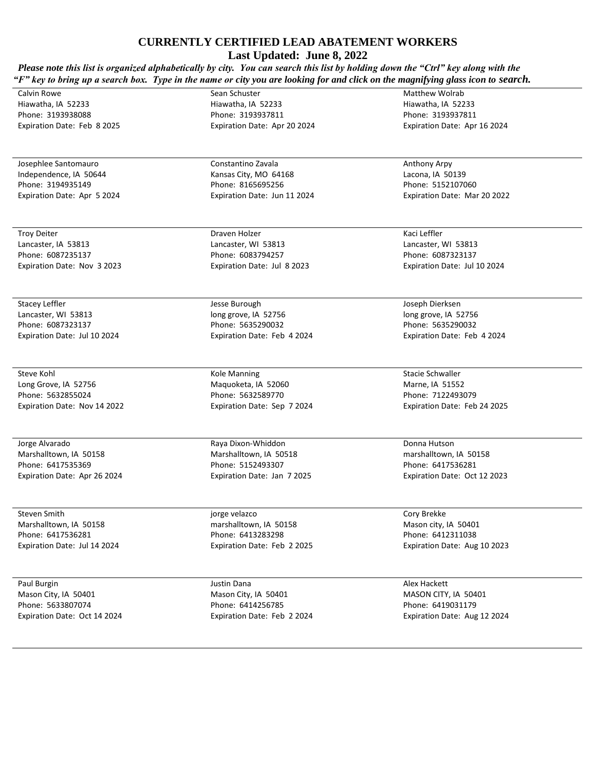# CURRENTLY CERTIFIED LEAD ABATEMENT WORKERS

**Last Updated: June 8, 2022**

***Please note this list is organized alphabetically by city. You can search this list by holding down the "Ctrl" key along with the "F" key to bring up a search box. Type in the name or city you are looking for and click on the magnifying glass icon to search.***

Calvin Rowe
Hiawatha, IA 52233
Phone: 3193938088
Expiration Date: Feb 8 2025

Sean Schuster
Hiawatha, IA 52233
Phone: 3193937811
Expiration Date: Apr 20 2024

Matthew Wolrab
Hiawatha, IA 52233
Phone: 3193937811
Expiration Date: Apr 16 2024

Josephlee Santomauro
Independence, IA 50644
Phone: 3194935149
Expiration Date: Apr 5 2024

Constantino Zavala
Kansas City, MO 64168
Phone: 8165695256
Expiration Date: Jun 11 2024

Anthony Arpy
Lacona, IA 50139
Phone: 5152107060
Expiration Date: Mar 20 2022

Troy Deiter
Lancaster, IA 53813
Phone: 6087235137
Expiration Date: Nov 3 2023

Draven Holzer
Lancaster, WI 53813
Phone: 6083794257
Expiration Date: Jul 8 2023

Kaci Leffler
Lancaster, WI 53813
Phone: 6087323137
Expiration Date: Jul 10 2024

Stacey Leffler
Lancaster, WI 53813
Phone: 6087323137
Expiration Date: Jul 10 2024

Jesse Burough
long grove, IA 52756
Phone: 5635290032
Expiration Date: Feb 4 2024

Joseph Dierksen
long grove, IA 52756
Phone: 5635290032
Expiration Date: Feb 4 2024

Steve Kohl
Long Grove, IA 52756
Phone: 5632855024
Expiration Date: Nov 14 2022

Kole Manning
Maquoketa, IA 52060
Phone: 5632589770
Expiration Date: Sep 7 2024

Stacie Schwaller
Marne, IA 51552
Phone: 7122493079
Expiration Date: Feb 24 2025

Jorge Alvarado
Marshalltown, IA 50158
Phone: 6417535369
Expiration Date: Apr 26 2024

Raya Dixon-Whiddon
Marshalltown, IA 50518
Phone: 5152493307
Expiration Date: Jan 7 2025

Donna Hutson
marshalltown, IA 50158
Phone: 6417536281
Expiration Date: Oct 12 2023

Steven Smith
Marshalltown, IA 50158
Phone: 6417536281
Expiration Date: Jul 14 2024

jorge velazco
marshalltown, IA 50158
Phone: 6413283298
Expiration Date: Feb 2 2025

Cory Brekke
Mason city, IA 50401
Phone: 6412311038
Expiration Date: Aug 10 2023

Paul Burgin
Mason City, IA 50401
Phone: 5633807074
Expiration Date: Oct 14 2024

Justin Dana
Mason City, IA 50401
Phone: 6414256785
Expiration Date: Feb 2 2024

Alex Hackett
MASON CITY, IA 50401
Phone: 6419031179
Expiration Date: Aug 12 2024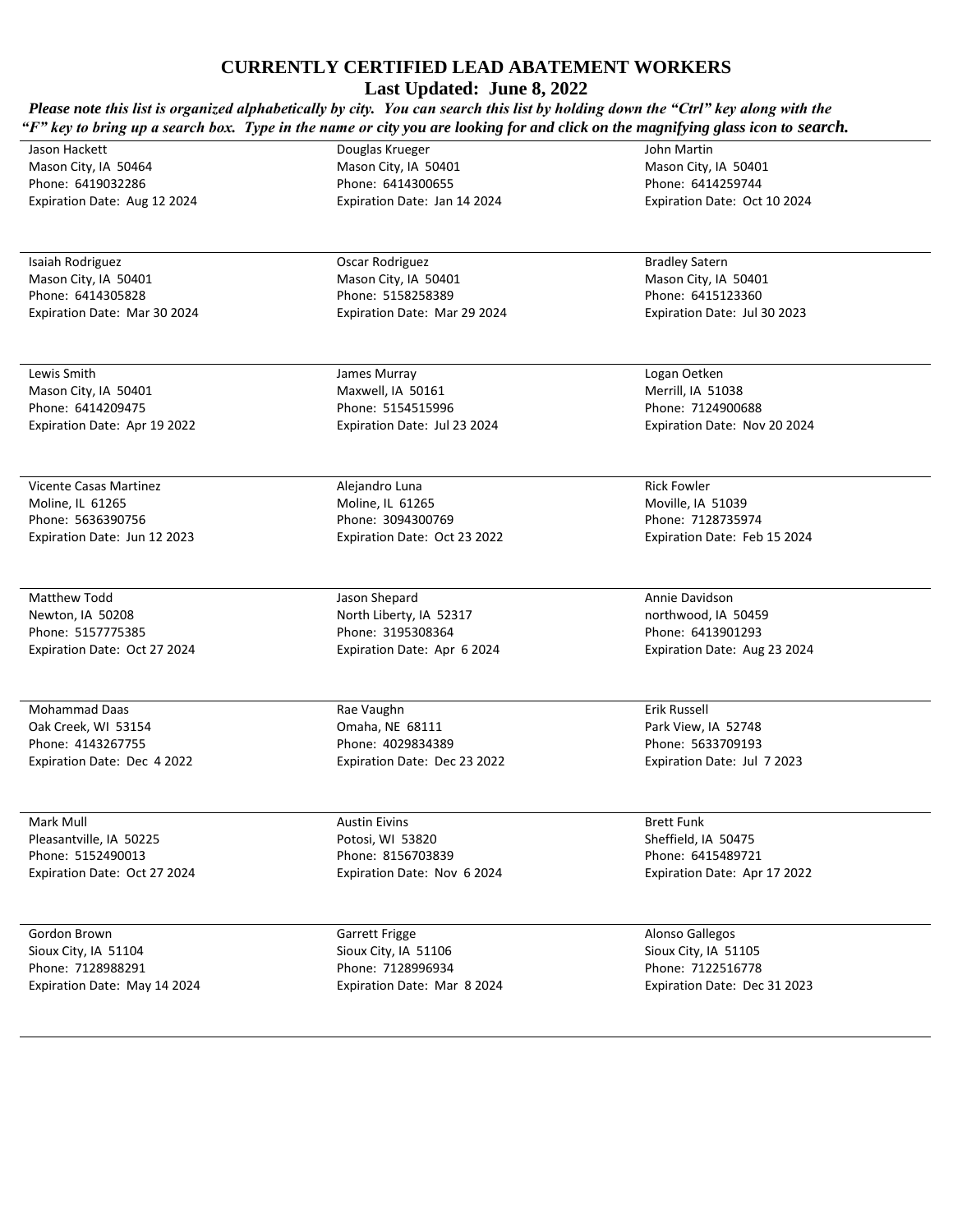## CURRENTLY CERTIFIED LEAD ABATEMENT WORKERS

**Last Updated: June 8, 2022**

***Please note this list is organized alphabetically by city. You can search this list by holding down the "Ctrl" key along with the "F" key to bring up a search box. Type in the name or city you are looking for and click on the magnifying glass icon to search.***

| | | |
|---|---|---|
| Jason Hackett<br>Mason City, IA 50464<br>Phone: 6419032286<br>Expiration Date: Aug 12 2024 | Douglas Krueger<br>Mason City, IA 50401<br>Phone: 6414300655<br>Expiration Date: Jan 14 2024 | John Martin<br>Mason City, IA 50401<br>Phone: 6414259744<br>Expiration Date: Oct 10 2024 |
| Isaiah Rodriguez<br>Mason City, IA 50401<br>Phone: 6414305828<br>Expiration Date: Mar 30 2024 | Oscar Rodriguez<br>Mason City, IA 50401<br>Phone: 5158258389<br>Expiration Date: Mar 29 2024 | Bradley Satern<br>Mason City, IA 50401<br>Phone: 6415123360<br>Expiration Date: Jul 30 2023 |
| Lewis Smith<br>Mason City, IA 50401<br>Phone: 6414209475<br>Expiration Date: Apr 19 2022 | James Murray<br>Maxwell, IA 50161<br>Phone: 5154515996<br>Expiration Date: Jul 23 2024 | Logan Oetken<br>Merrill, IA 51038<br>Phone: 7124900688<br>Expiration Date: Nov 20 2024 |
| Vicente Casas Martinez<br>Moline, IL 61265<br>Phone: 5636390756<br>Expiration Date: Jun 12 2023 | Alejandro Luna<br>Moline, IL 61265<br>Phone: 3094300769<br>Expiration Date: Oct 23 2022 | Rick Fowler<br>Moville, IA 51039<br>Phone: 7128735974<br>Expiration Date: Feb 15 2024 |
| Matthew Todd<br>Newton, IA 50208<br>Phone: 5157775385<br>Expiration Date: Oct 27 2024 | Jason Shepard<br>North Liberty, IA 52317<br>Phone: 3195308364<br>Expiration Date: Apr 6 2024 | Annie Davidson<br>northwood, IA 50459<br>Phone: 6413901293<br>Expiration Date: Aug 23 2024 |
| Mohammad Daas<br>Oak Creek, WI 53154<br>Phone: 4143267755<br>Expiration Date: Dec 4 2022 | Rae Vaughn<br>Omaha, NE 68111<br>Phone: 4029834389<br>Expiration Date: Dec 23 2022 | Erik Russell<br>Park View, IA 52748<br>Phone: 5633709193<br>Expiration Date: Jul 7 2023 |
| Mark Mull<br>Pleasantville, IA 50225<br>Phone: 5152490013<br>Expiration Date: Oct 27 2024 | Austin Eivins<br>Potosi, WI 53820<br>Phone: 8156703839<br>Expiration Date: Nov 6 2024 | Brett Funk<br>Sheffield, IA 50475<br>Phone: 6415489721<br>Expiration Date: Apr 17 2022 |
| Gordon Brown<br>Sioux City, IA 51104<br>Phone: 7128988291<br>Expiration Date: May 14 2024 | Garrett Frigge<br>Sioux City, IA 51106<br>Phone: 7128996934<br>Expiration Date: Mar 8 2024 | Alonso Gallegos<br>Sioux City, IA 51105<br>Phone: 7122516778<br>Expiration Date: Dec 31 2023 |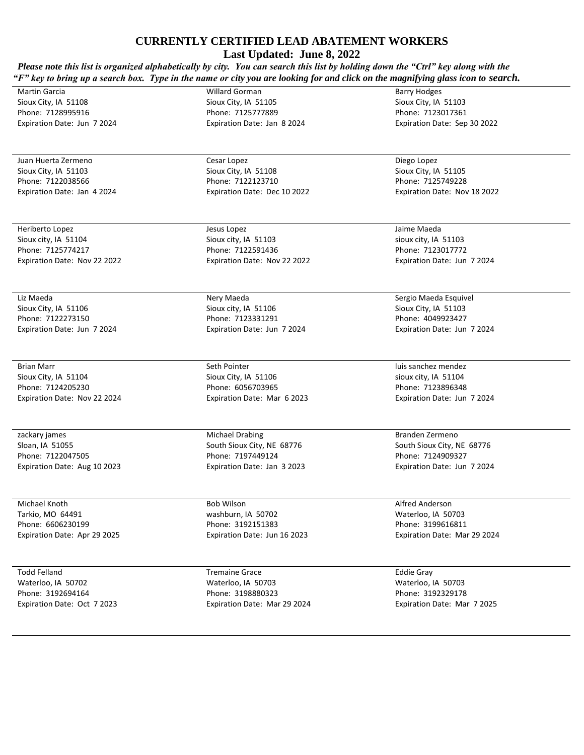## CURRENTLY CERTIFIED LEAD ABATEMENT WORKERS

**Last Updated: June 8, 2022**

***Please note this list is organized alphabetically by city. You can search this list by holding down the "Ctrl" key along with the "F" key to bring up a search box. Type in the name or city you are looking for and click on the magnifying glass icon to search.***

Martin Garcia
Sioux City, IA 51108
Phone: 7128995916
Expiration Date: Jun 7 2024

Willard Gorman
Sioux City, IA 51105
Phone: 7125777889
Expiration Date: Jan 8 2024

Barry Hodges
Sioux City, IA 51103
Phone: 7123017361
Expiration Date: Sep 30 2022

Juan Huerta Zermeno
Sioux City, IA 51103
Phone: 7122038566
Expiration Date: Jan 4 2024

Cesar Lopez
Sioux City, IA 51108
Phone: 7122123710
Expiration Date: Dec 10 2022

Diego Lopez
Sioux City, IA 51105
Phone: 7125749228
Expiration Date: Nov 18 2022

Heriberto Lopez
Sioux city, IA 51104
Phone: 7125774217
Expiration Date: Nov 22 2022

Jesus Lopez
Sioux city, IA 51103
Phone: 7122591436
Expiration Date: Nov 22 2022

Jaime Maeda
sioux city, IA 51103
Phone: 7123017772
Expiration Date: Jun 7 2024

Liz Maeda
Sioux City, IA 51106
Phone: 7122273150
Expiration Date: Jun 7 2024

Nery Maeda
Sioux city, IA 51106
Phone: 7123331291
Expiration Date: Jun 7 2024

Sergio Maeda Esquivel
Sioux City, IA 51103
Phone: 4049923427
Expiration Date: Jun 7 2024

Brian Marr
Sioux City, IA 51104
Phone: 7124205230
Expiration Date: Nov 22 2024

Seth Pointer
Sioux City, IA 51106
Phone: 6056703965
Expiration Date: Mar 6 2023

luis sanchez mendez
sioux city, IA 51104
Phone: 7123896348
Expiration Date: Jun 7 2024

zackary james
Sloan, IA 51055
Phone: 7122047505
Expiration Date: Aug 10 2023

Michael Drabing
South Sioux City, NE 68776
Phone: 7197449124
Expiration Date: Jan 3 2023

Branden Zermeno
South Sioux City, NE 68776
Phone: 7124909327
Expiration Date: Jun 7 2024

Michael Knoth
Tarkio, MO 64491
Phone: 6606230199
Expiration Date: Apr 29 2025

Bob Wilson
washburn, IA 50702
Phone: 3192151383
Expiration Date: Jun 16 2023

Alfred Anderson
Waterloo, IA 50703
Phone: 3199616811
Expiration Date: Mar 29 2024

Todd Felland
Waterloo, IA 50702
Phone: 3192694164
Expiration Date: Oct 7 2023

Tremaine Grace
Waterloo, IA 50703
Phone: 3198880323
Expiration Date: Mar 29 2024

Eddie Gray
Waterloo, IA 50703
Phone: 3192329178
Expiration Date: Mar 7 2025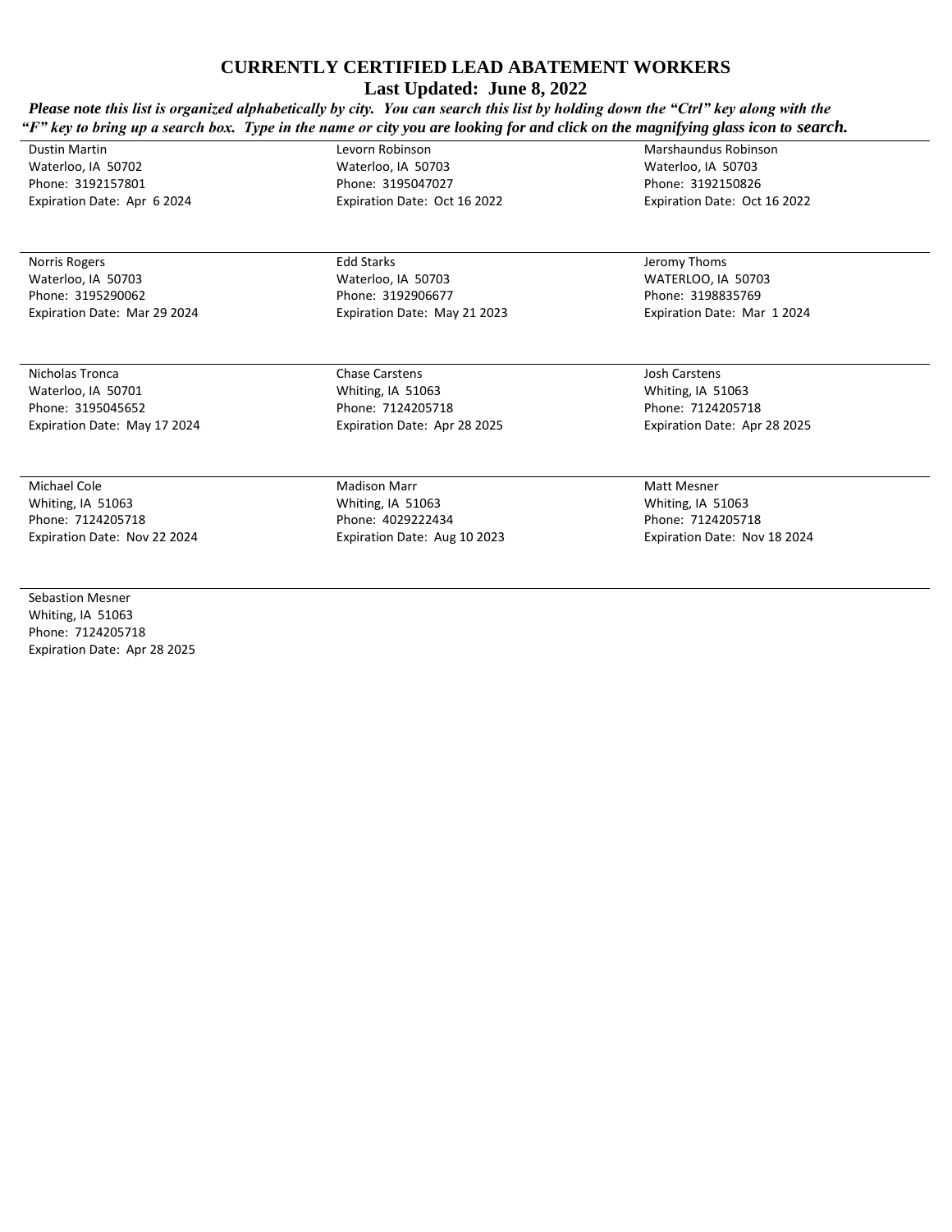## CURRENTLY CERTIFIED LEAD ABATEMENT WORKERS

**Last Updated: June 8, 2022**

***Please note this list is organized alphabetically by city. You can search this list by holding down the "Ctrl" key along with the "F" key to bring up a search box. Type in the name or city you are looking for and click on the magnifying glass icon to search.***

Dustin Martin
Waterloo, IA 50702
Phone: 3192157801
Expiration Date: Apr 6 2024

Levorn Robinson
Waterloo, IA 50703
Phone: 3195047027
Expiration Date: Oct 16 2022

Marshaundus Robinson
Waterloo, IA 50703
Phone: 3192150826
Expiration Date: Oct 16 2022

Norris Rogers
Waterloo, IA 50703
Phone: 3195290062
Expiration Date: Mar 29 2024

Edd Starks
Waterloo, IA 50703
Phone: 3192906677
Expiration Date: May 21 2023

Jeromy Thoms
WATERLOO, IA 50703
Phone: 3198835769
Expiration Date: Mar 1 2024

Nicholas Tronca
Waterloo, IA 50701
Phone: 3195045652
Expiration Date: May 17 2024

Chase Carstens
Whiting, IA 51063
Phone: 7124205718
Expiration Date: Apr 28 2025

Josh Carstens
Whiting, IA 51063
Phone: 7124205718
Expiration Date: Apr 28 2025

Michael Cole
Whiting, IA 51063
Phone: 7124205718
Expiration Date: Nov 22 2024

Madison Marr
Whiting, IA 51063
Phone: 4029222434
Expiration Date: Aug 10 2023

Matt Mesner
Whiting, IA 51063
Phone: 7124205718
Expiration Date: Nov 18 2024

Sebastion Mesner
Whiting, IA 51063
Phone: 7124205718
Expiration Date: Apr 28 2025